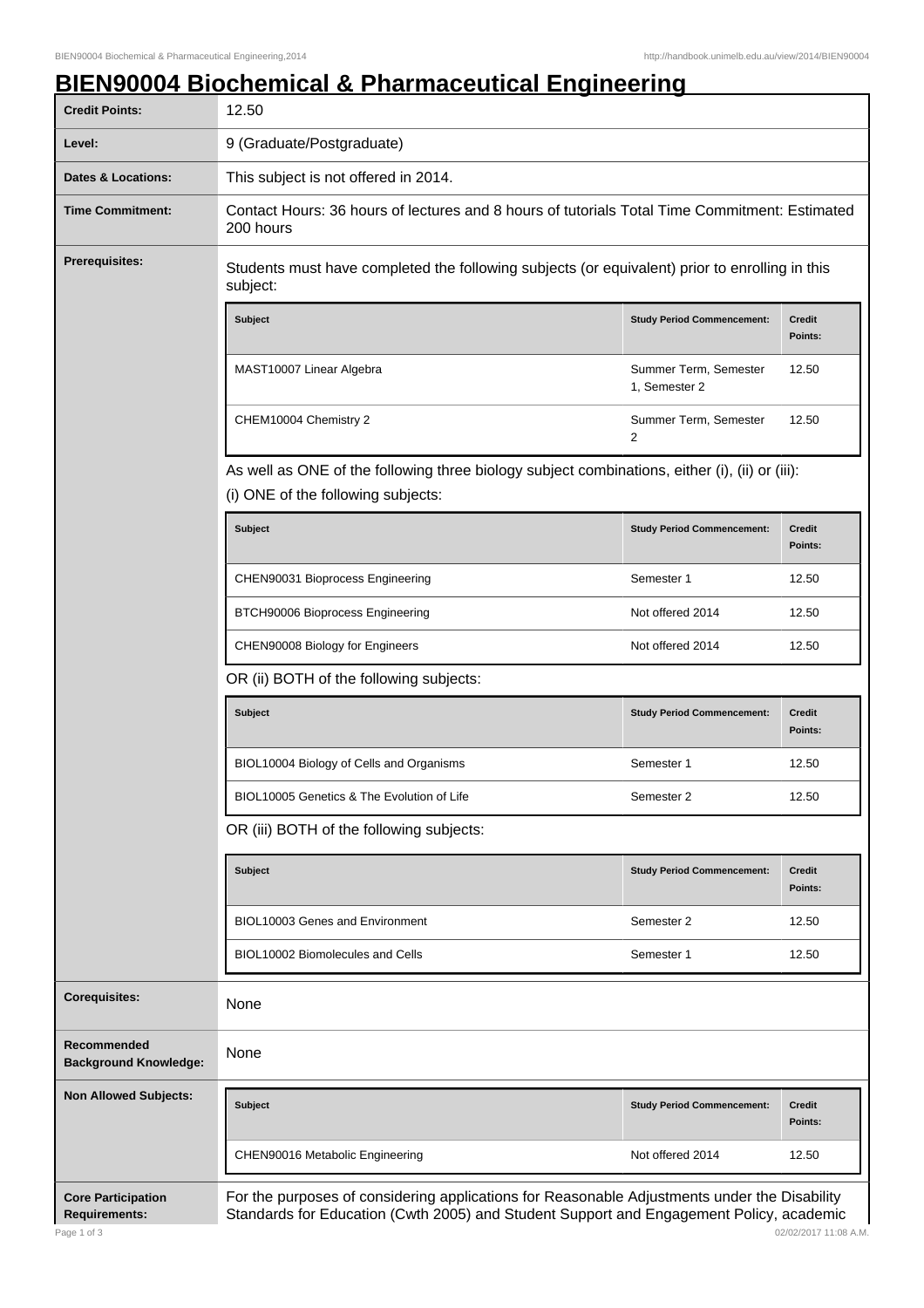# BIEN90004 Biochemical & Pharmaceutical Engineering

| | |
|---|---|
| **Credit Points:** | 12.50 |
| **Level:** | 9 (Graduate/Postgraduate) |
| **Dates & Locations:** | This subject is not offered in 2014. |
| **Time Commitment:** | Contact Hours: 36 hours of lectures and 8 hours of tutorials Total Time Commitment: Estimated 200 hours |

**Prerequisites:**

Students must have completed the following subjects (or equivalent) prior to enrolling in this subject:

| Subject | Study Period Commencement: | Credit Points: |
|---|---|---|
| MAST10007 Linear Algebra | Summer Term, Semester 1, Semester 2 | 12.50 |
| CHEM10004 Chemistry 2 | Summer Term, Semester 2 | 12.50 |

As well as ONE of the following three biology subject combinations, either (i), (ii) or (iii):

(i) ONE of the following subjects:

| Subject | Study Period Commencement: | Credit Points: |
|---|---|---|
| CHEN90031 Bioprocess Engineering | Semester 1 | 12.50 |
| BTCH90006 Bioprocess Engineering | Not offered 2014 | 12.50 |
| CHEN90008 Biology for Engineers | Not offered 2014 | 12.50 |

OR (ii) BOTH of the following subjects:

| Subject | Study Period Commencement: | Credit Points: |
|---|---|---|
| BIOL10004 Biology of Cells and Organisms | Semester 1 | 12.50 |
| BIOL10005 Genetics & The Evolution of Life | Semester 2 | 12.50 |

OR (iii) BOTH of the following subjects:

| Subject | Study Period Commencement: | Credit Points: |
|---|---|---|
| BIOL10003 Genes and Environment | Semester 2 | 12.50 |
| BIOL10002 Biomolecules and Cells | Semester 1 | 12.50 |

**Corequisites:** None

**Recommended Background Knowledge:** None

**Non Allowed Subjects:**

| Subject | Study Period Commencement: | Credit Points: |
|---|---|---|
| CHEN90016 Metabolic Engineering | Not offered 2014 | 12.50 |

**Core Participation Requirements:**

For the purposes of considering applications for Reasonable Adjustments under the Disability Standards for Education (Cwth 2005) and Student Support and Engagement Policy, academic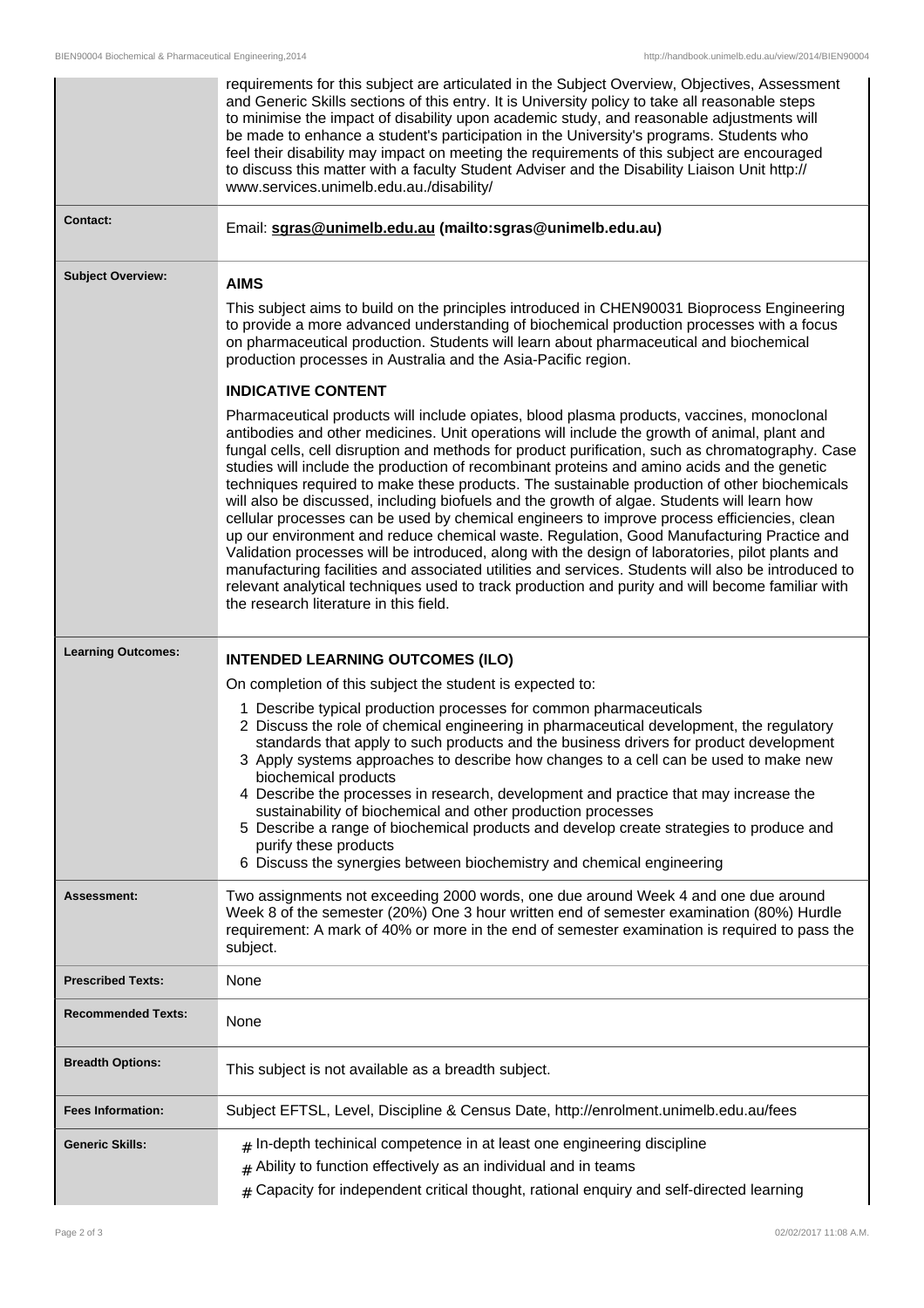| | |
|---|---|
| | requirements for this subject are articulated in the Subject Overview, Objectives, Assessment and Generic Skills sections of this entry. It is University policy to take all reasonable steps to minimise the impact of disability upon academic study, and reasonable adjustments will be made to enhance a student's participation in the University's programs. Students who feel their disability may impact on meeting the requirements of this subject are encouraged to discuss this matter with a faculty Student Adviser and the Disability Liaison Unit http://www.services.unimelb.edu.au./disability/ |
| **Contact:** | Email: **sgras@unimelb.edu.au (mailto:sgras@unimelb.edu.au)** |
| **Subject Overview:** | **AIMS**<br><br>This subject aims to build on the principles introduced in CHEN90031 Bioprocess Engineering to provide a more advanced understanding of biochemical production processes with a focus on pharmaceutical production. Students will learn about pharmaceutical and biochemical production processes in Australia and the Asia-Pacific region.<br><br>**INDICATIVE CONTENT**<br><br>Pharmaceutical products will include opiates, blood plasma products, vaccines, monoclonal antibodies and other medicines. Unit operations will include the growth of animal, plant and fungal cells, cell disruption and methods for product purification, such as chromatography. Case studies will include the production of recombinant proteins and amino acids and the genetic techniques required to make these products. The sustainable production of other biochemicals will also be discussed, including biofuels and the growth of algae. Students will learn how cellular processes can be used by chemical engineers to improve process efficiencies, clean up our environment and reduce chemical waste. Regulation, Good Manufacturing Practice and Validation processes will be introduced, along with the design of laboratories, pilot plants and manufacturing facilities and associated utilities and services. Students will also be introduced to relevant analytical techniques used to track production and purity and will become familiar with the research literature in this field. |
| **Learning Outcomes:** | **INTENDED LEARNING OUTCOMES (ILO)**<br><br>On completion of this subject the student is expected to:<br><br>1 Describe typical production processes for common pharmaceuticals<br>2 Discuss the role of chemical engineering in pharmaceutical development, the regulatory standards that apply to such products and the business drivers for product development<br>3 Apply systems approaches to describe how changes to a cell can be used to make new biochemical products<br>4 Describe the processes in research, development and practice that may increase the sustainability of biochemical and other production processes<br>5 Describe a range of biochemical products and develop create strategies to produce and purify these products<br>6 Discuss the synergies between biochemistry and chemical engineering |
| **Assessment:** | Two assignments not exceeding 2000 words, one due around Week 4 and one due around Week 8 of the semester (20%) One 3 hour written end of semester examination (80%) Hurdle requirement: A mark of 40% or more in the end of semester examination is required to pass the subject. |
| **Prescribed Texts:** | None |
| **Recommended Texts:** | None |
| **Breadth Options:** | This subject is not available as a breadth subject. |
| **Fees Information:** | Subject EFTSL, Level, Discipline & Census Date, http://enrolment.unimelb.edu.au/fees |
| **Generic Skills:** | # In-depth techinical competence in at least one engineering discipline<br># Ability to function effectively as an individual and in teams<br># Capacity for independent critical thought, rational enquiry and self-directed learning |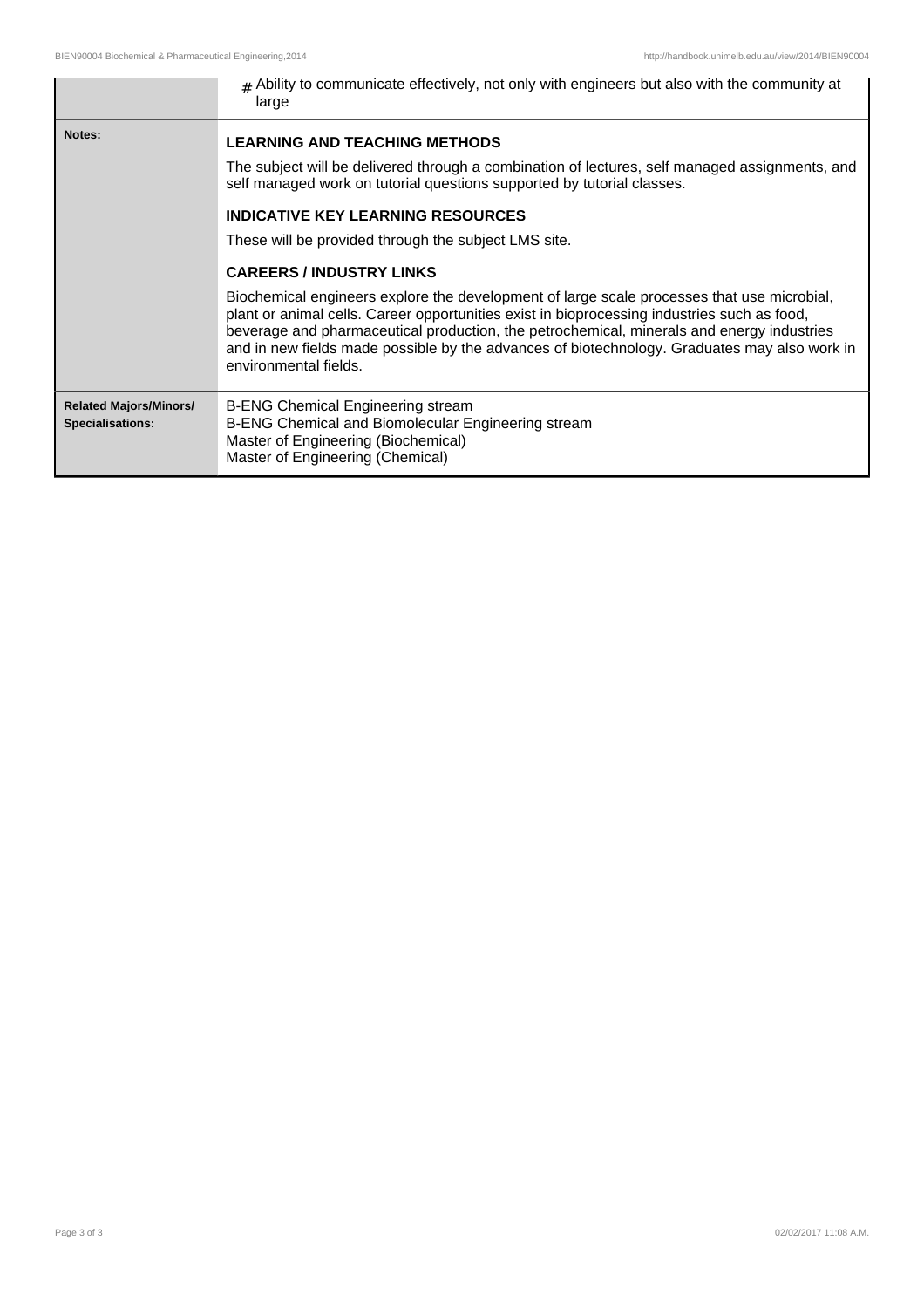| | |
|---|---|
| | # Ability to communicate effectively, not only with engineers but also with the community at large |
| **Notes:** | **LEARNING AND TEACHING METHODS**<br><br>The subject will be delivered through a combination of lectures, self managed assignments, and self managed work on tutorial questions supported by tutorial classes.<br><br>**INDICATIVE KEY LEARNING RESOURCES**<br><br>These will be provided through the subject LMS site.<br><br>**CAREERS / INDUSTRY LINKS**<br><br>Biochemical engineers explore the development of large scale processes that use microbial, plant or animal cells. Career opportunities exist in bioprocessing industries such as food, beverage and pharmaceutical production, the petrochemical, minerals and energy industries and in new fields made possible by the advances of biotechnology. Graduates may also work in environmental fields. |
| **Related Majors/Minors/ Specialisations:** | B-ENG Chemical Engineering stream<br>B-ENG Chemical and Biomolecular Engineering stream<br>Master of Engineering (Biochemical)<br>Master of Engineering (Chemical) |